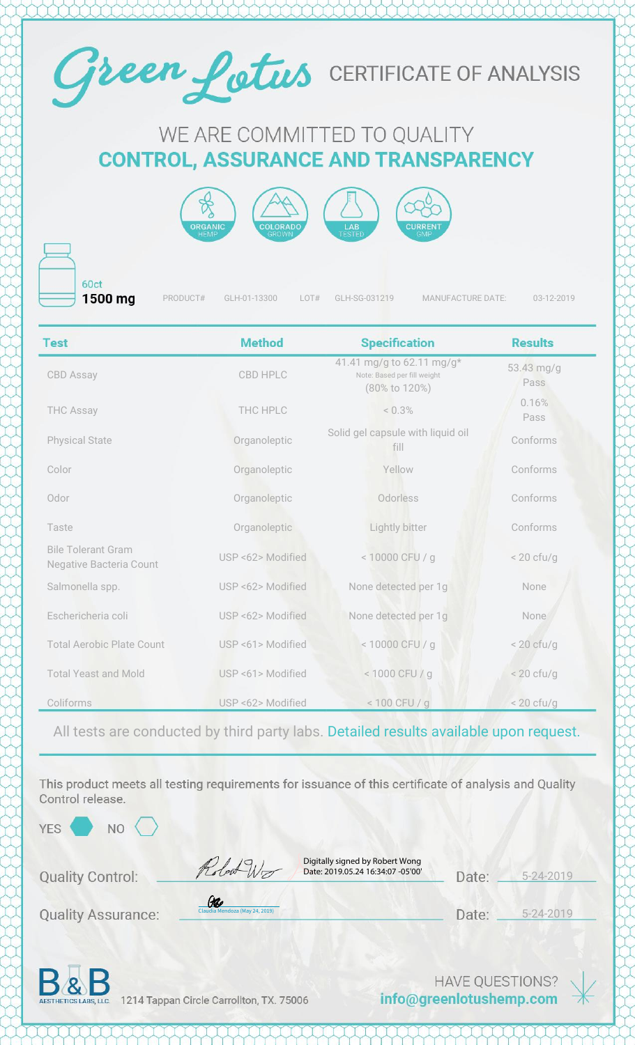# Green Lotus CERTIFICATE OF ANALYSIS

## WE ARE COMMITTED TO QUALITY
## CONTROL, ASSURANCE AND TRANSPARENCY

ORGANIC HEMP | COLORADO GROWN | LAB TESTED | CURRENT GMP

60ct **1500 mg** PRODUCT# GLH-01-13300 LOT# GLH-SG-031219 MANUFACTURE DATE: 03-12-2019

| Test | Method | Specification | Results |
|---|---|---|---|
| CBD Assay | CBD HPLC | 41.41 mg/g to 62.11 mg/g* Note: Based per fill weight (80% to 120%) | 53.43 mg/g Pass |
| THC Assay | THC HPLC | < 0.3% | 0.16% Pass |
| Physical State | Organoleptic | Solid gel capsule with liquid oil fill | Conforms |
| Color | Organoleptic | Yellow | Conforms |
| Odor | Organoleptic | Odorless | Conforms |
| Taste | Organoleptic | Lightly bitter | Conforms |
| Bile Tolerant Gram Negative Bacteria Count | USP <62> Modified | < 10000 CFU / g | < 20 cfu/g |
| Salmonella spp. | USP <62> Modified | None detected per 1g | None |
| Eschericheria coli | USP <62> Modified | None detected per 1g | None |
| Total Aerobic Plate Count | USP <61> Modified | < 10000 CFU / g | < 20 cfu/g |
| Total Yeast and Mold | USP <61> Modified | < 1000 CFU / g | < 20 cfu/g |
| Coliforms | USP <62> Modified | < 100 CFU / g | < 20 cfu/g |

All tests are conducted by third party labs. Detailed results available upon request.

This product meets all testing requirements for issuance of this certificate of analysis and Quality Control release.

YES ⬢ NO ⬡

Quality Control: Digitally signed by Robert Wong Date: 2019.05.24 16:34:07 -05'00' Date: 5-24-2019

Quality Assurance: Claudia Mendoza (May 24, 2019) Date: 5-24-2019

B&B AESTHETICS LABS, LLC. 1214 Tappan Circle Carrollton, TX. 75006

HAVE QUESTIONS? **info@greenlotushemp.com**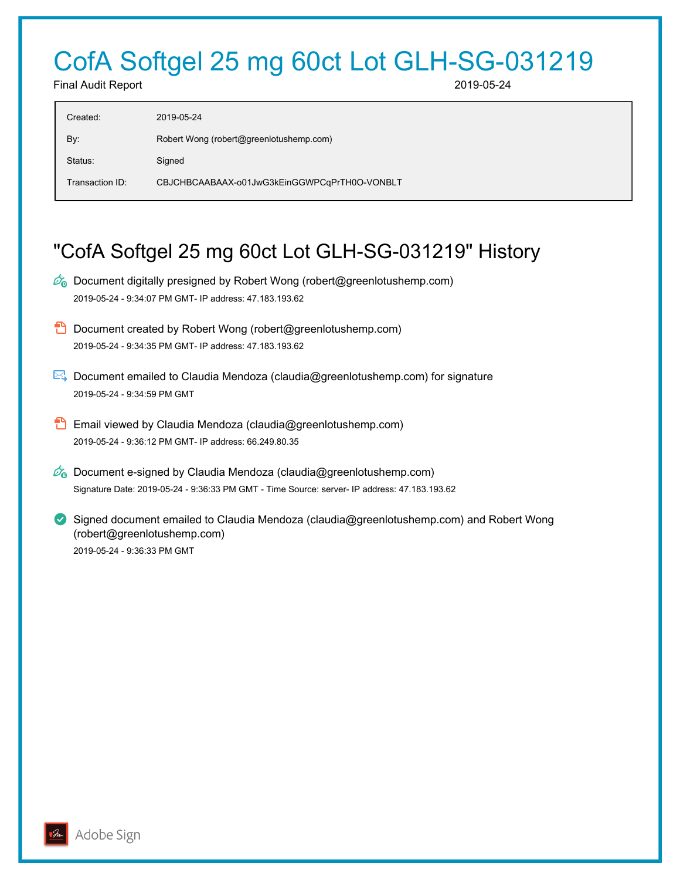# CofA Softgel 25 mg 60ct Lot GLH-SG-031219

Final Audit Report 2019-05-24

| | |
|---|---|
| Created: | 2019-05-24 |
| By: | Robert Wong (robert@greenlotushemp.com) |
| Status: | Signed |
| Transaction ID: | CBJCHBCAABAAX-o01JwG3kEinGGWPCqPrTH0O-VONBLT |

## "CofA Softgel 25 mg 60ct Lot GLH-SG-031219" History

- Document digitally presigned by Robert Wong (robert@greenlotushemp.com)
  2019-05-24 - 9:34:07 PM GMT- IP address: 47.183.193.62

- Document created by Robert Wong (robert@greenlotushemp.com)
  2019-05-24 - 9:34:35 PM GMT- IP address: 47.183.193.62

- Document emailed to Claudia Mendoza (claudia@greenlotushemp.com) for signature
  2019-05-24 - 9:34:59 PM GMT

- Email viewed by Claudia Mendoza (claudia@greenlotushemp.com)
  2019-05-24 - 9:36:12 PM GMT- IP address: 66.249.80.35

- Document e-signed by Claudia Mendoza (claudia@greenlotushemp.com)
  Signature Date: 2019-05-24 - 9:36:33 PM GMT - Time Source: server- IP address: 47.183.193.62

- Signed document emailed to Claudia Mendoza (claudia@greenlotushemp.com) and Robert Wong (robert@greenlotushemp.com)
  2019-05-24 - 9:36:33 PM GMT

Adobe Sign